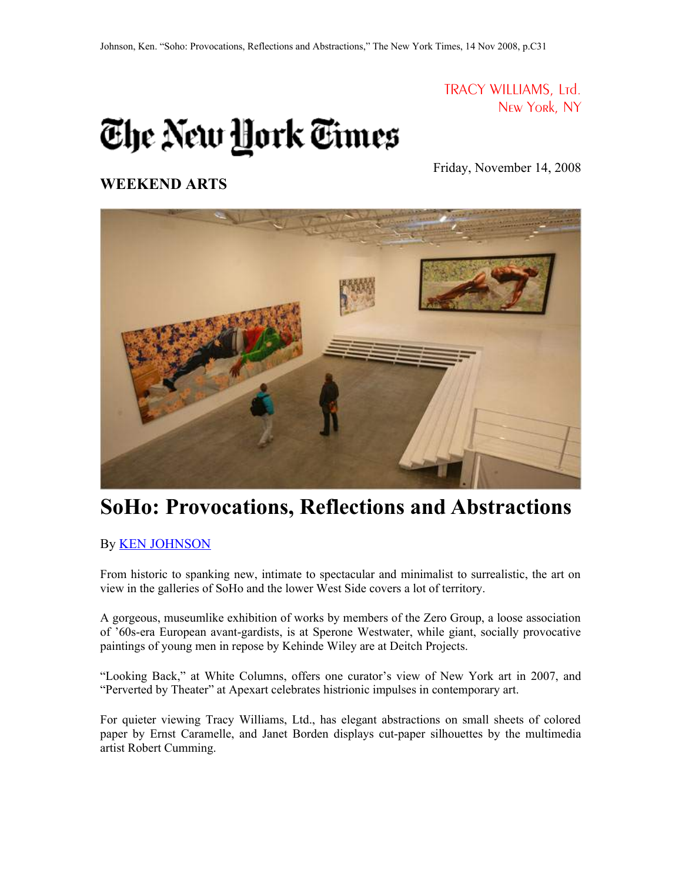Johnson, Ken. "Soho: Provocations, Reflections and Abstractions," The New York Times, 14 Nov 2008, p.C31

TRACY WILLIAMS, Ltd.
New York, NY

The New York Times

Friday, November 14, 2008

**WEEKEND ARTS**

# SoHo: Provocations, Reflections and Abstractions

By KEN JOHNSON

From historic to spanking new, intimate to spectacular and minimalist to surrealistic, the art on view in the galleries of SoHo and the lower West Side covers a lot of territory.

A gorgeous, museumlike exhibition of works by members of the Zero Group, a loose association of '60s-era European avant-gardists, is at Sperone Westwater, while giant, socially provocative paintings of young men in repose by Kehinde Wiley are at Deitch Projects.

"Looking Back," at White Columns, offers one curator's view of New York art in 2007, and "Perverted by Theater" at Apexart celebrates histrionic impulses in contemporary art.

For quieter viewing Tracy Williams, Ltd., has elegant abstractions on small sheets of colored paper by Ernst Caramelle, and Janet Borden displays cut-paper silhouettes by the multimedia artist Robert Cumming.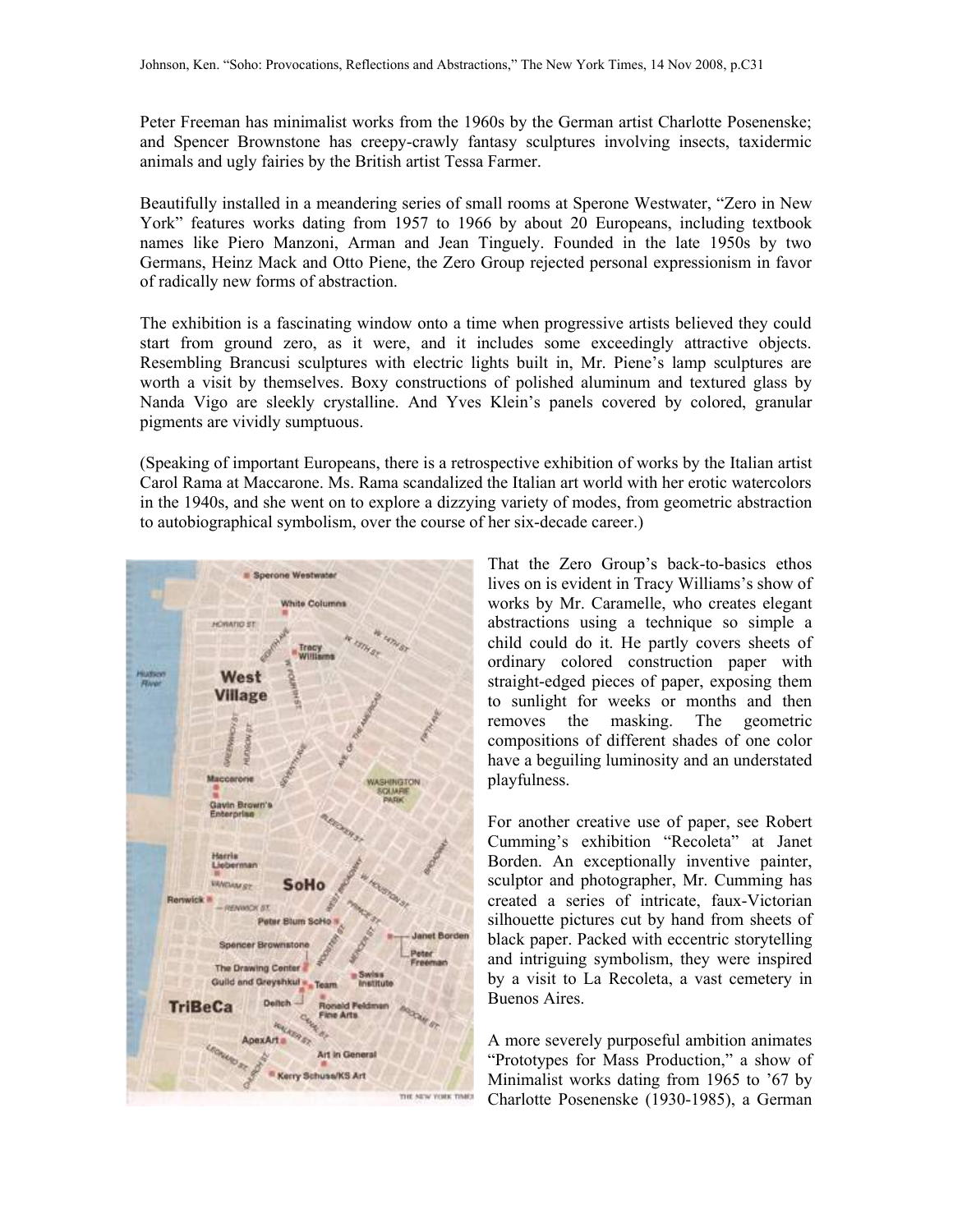Peter Freeman has minimalist works from the 1960s by the German artist Charlotte Posenenske; and Spencer Brownstone has creepy-crawly fantasy sculptures involving insects, taxidermic animals and ugly fairies by the British artist Tessa Farmer.

Beautifully installed in a meandering series of small rooms at Sperone Westwater, "Zero in New York" features works dating from 1957 to 1966 by about 20 Europeans, including textbook names like Piero Manzoni, Arman and Jean Tinguely. Founded in the late 1950s by two Germans, Heinz Mack and Otto Piene, the Zero Group rejected personal expressionism in favor of radically new forms of abstraction.

The exhibition is a fascinating window onto a time when progressive artists believed they could start from ground zero, as it were, and it includes some exceedingly attractive objects. Resembling Brancusi sculptures with electric lights built in, Mr. Piene's lamp sculptures are worth a visit by themselves. Boxy constructions of polished aluminum and textured glass by Nanda Vigo are sleekly crystalline. And Yves Klein's panels covered by colored, granular pigments are vividly sumptuous.

(Speaking of important Europeans, there is a retrospective exhibition of works by the Italian artist Carol Rama at Maccarone. Ms. Rama scandalized the Italian art world with her erotic watercolors in the 1940s, and she went on to explore a dizzying variety of modes, from geometric abstraction to autobiographical symbolism, over the course of her six-decade career.)

That the Zero Group's back-to-basics ethos lives on is evident in Tracy Williams's show of works by Mr. Caramelle, who creates elegant abstractions using a technique so simple a child could do it. He partly covers sheets of ordinary colored construction paper with straight-edged pieces of paper, exposing them to sunlight for weeks or months and then removes the masking. The geometric compositions of different shades of one color have a beguiling luminosity and an understated playfulness.

For another creative use of paper, see Robert Cumming's exhibition "Recoleta" at Janet Borden. An exceptionally inventive painter, sculptor and photographer, Mr. Cumming has created a series of intricate, faux-Victorian silhouette pictures cut by hand from sheets of black paper. Packed with eccentric storytelling and intriguing symbolism, they were inspired by a visit to La Recoleta, a vast cemetery in Buenos Aires.

A more severely purposeful ambition animates "Prototypes for Mass Production," a show of Minimalist works dating from 1965 to '67 by Charlotte Posenenske (1930-1985), a German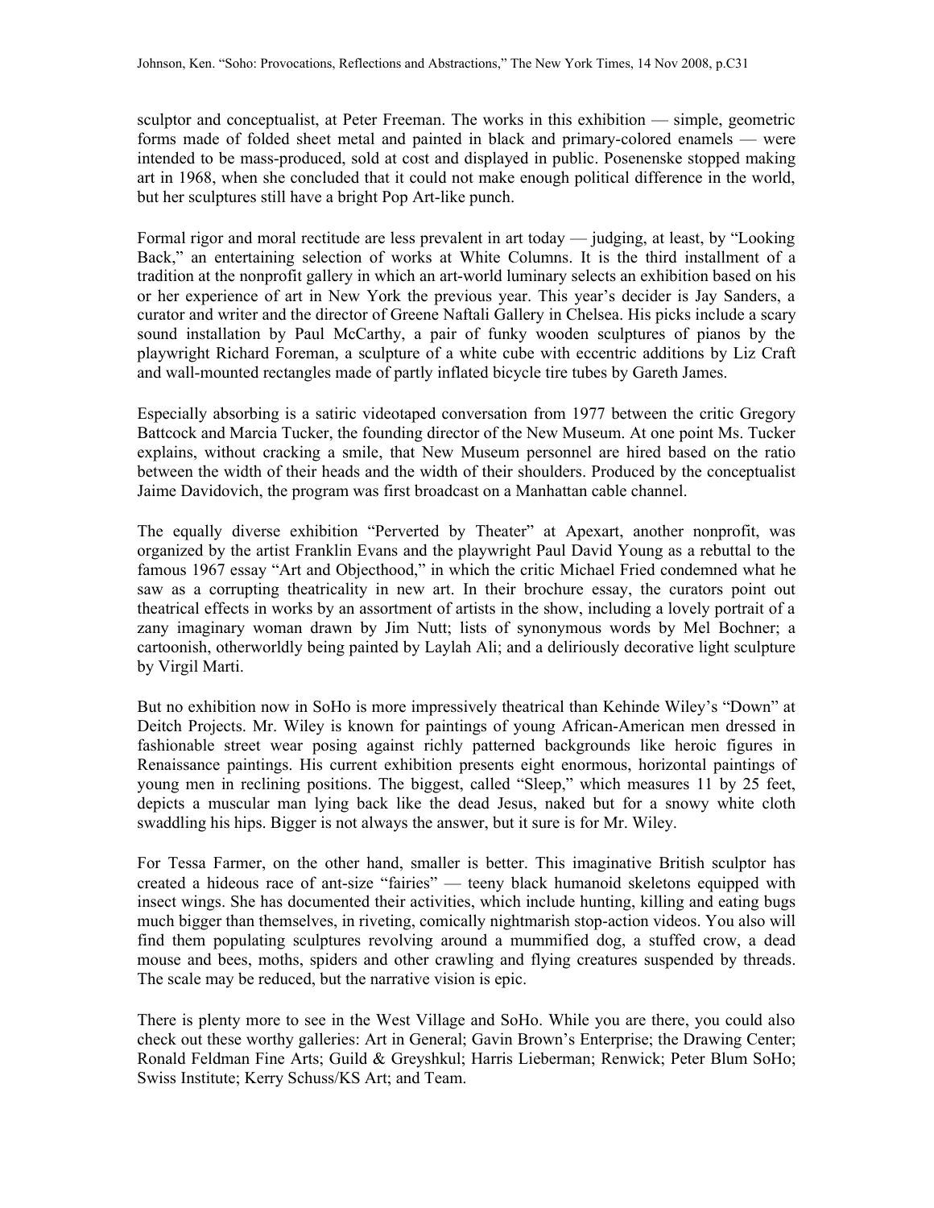sculptor and conceptualist, at Peter Freeman. The works in this exhibition — simple, geometric forms made of folded sheet metal and painted in black and primary-colored enamels — were intended to be mass-produced, sold at cost and displayed in public. Posenenske stopped making art in 1968, when she concluded that it could not make enough political difference in the world, but her sculptures still have a bright Pop Art-like punch.

Formal rigor and moral rectitude are less prevalent in art today — judging, at least, by "Looking Back," an entertaining selection of works at White Columns. It is the third installment of a tradition at the nonprofit gallery in which an art-world luminary selects an exhibition based on his or her experience of art in New York the previous year. This year's decider is Jay Sanders, a curator and writer and the director of Greene Naftali Gallery in Chelsea. His picks include a scary sound installation by Paul McCarthy, a pair of funky wooden sculptures of pianos by the playwright Richard Foreman, a sculpture of a white cube with eccentric additions by Liz Craft and wall-mounted rectangles made of partly inflated bicycle tire tubes by Gareth James.

Especially absorbing is a satiric videotaped conversation from 1977 between the critic Gregory Battcock and Marcia Tucker, the founding director of the New Museum. At one point Ms. Tucker explains, without cracking a smile, that New Museum personnel are hired based on the ratio between the width of their heads and the width of their shoulders. Produced by the conceptualist Jaime Davidovich, the program was first broadcast on a Manhattan cable channel.

The equally diverse exhibition "Perverted by Theater" at Apexart, another nonprofit, was organized by the artist Franklin Evans and the playwright Paul David Young as a rebuttal to the famous 1967 essay "Art and Objecthood," in which the critic Michael Fried condemned what he saw as a corrupting theatricality in new art. In their brochure essay, the curators point out theatrical effects in works by an assortment of artists in the show, including a lovely portrait of a zany imaginary woman drawn by Jim Nutt; lists of synonymous words by Mel Bochner; a cartoonish, otherworldly being painted by Laylah Ali; and a deliriously decorative light sculpture by Virgil Marti.

But no exhibition now in SoHo is more impressively theatrical than Kehinde Wiley's "Down" at Deitch Projects. Mr. Wiley is known for paintings of young African-American men dressed in fashionable street wear posing against richly patterned backgrounds like heroic figures in Renaissance paintings. His current exhibition presents eight enormous, horizontal paintings of young men in reclining positions. The biggest, called "Sleep," which measures 11 by 25 feet, depicts a muscular man lying back like the dead Jesus, naked but for a snowy white cloth swaddling his hips. Bigger is not always the answer, but it sure is for Mr. Wiley.

For Tessa Farmer, on the other hand, smaller is better. This imaginative British sculptor has created a hideous race of ant-size "fairies" — teeny black humanoid skeletons equipped with insect wings. She has documented their activities, which include hunting, killing and eating bugs much bigger than themselves, in riveting, comically nightmarish stop-action videos. You also will find them populating sculptures revolving around a mummified dog, a stuffed crow, a dead mouse and bees, moths, spiders and other crawling and flying creatures suspended by threads. The scale may be reduced, but the narrative vision is epic.

There is plenty more to see in the West Village and SoHo. While you are there, you could also check out these worthy galleries: Art in General; Gavin Brown's Enterprise; the Drawing Center; Ronald Feldman Fine Arts; Guild & Greyshkul; Harris Lieberman; Renwick; Peter Blum SoHo; Swiss Institute; Kerry Schuss/KS Art; and Team.